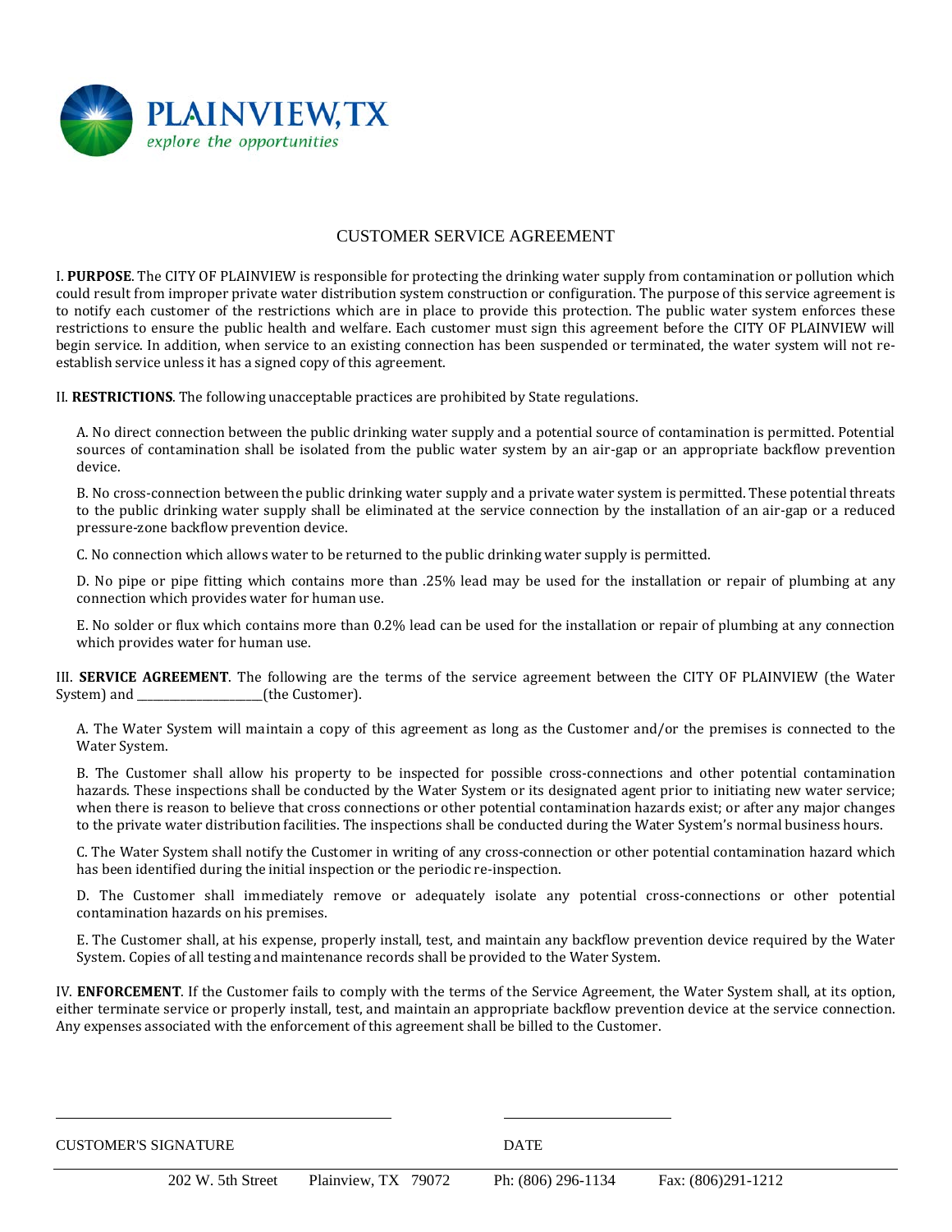PLAINVIEW, TX

*explore the opportunities*

# CUSTOMER SERVICE AGREEMENT

I. **PURPOSE**. The CITY OF PLAINVIEW is responsible for protecting the drinking water supply from contamination or pollution which could result from improper private water distribution system construction or configuration. The purpose of this service agreement is to notify each customer of the restrictions which are in place to provide this protection. The public water system enforces these restrictions to ensure the public health and welfare. Each customer must sign this agreement before the CITY OF PLAINVIEW will begin service. In addition, when service to an existing connection has been suspended or terminated, the water system will not re-establish service unless it has a signed copy of this agreement.

II. **RESTRICTIONS**. The following unacceptable practices are prohibited by State regulations.

A. No direct connection between the public drinking water supply and a potential source of contamination is permitted. Potential sources of contamination shall be isolated from the public water system by an air-gap or an appropriate backflow prevention device.

B. No cross-connection between the public drinking water supply and a private water system is permitted. These potential threats to the public drinking water supply shall be eliminated at the service connection by the installation of an air-gap or a reduced pressure-zone backflow prevention device.

C. No connection which allows water to be returned to the public drinking water supply is permitted.

D. No pipe or pipe fitting which contains more than .25% lead may be used for the installation or repair of plumbing at any connection which provides water for human use.

E. No solder or flux which contains more than 0.2% lead can be used for the installation or repair of plumbing at any connection which provides water for human use.

III. **SERVICE AGREEMENT**. The following are the terms of the service agreement between the CITY OF PLAINVIEW (the Water System) and ______________________(the Customer).

A. The Water System will maintain a copy of this agreement as long as the Customer and/or the premises is connected to the Water System.

B. The Customer shall allow his property to be inspected for possible cross-connections and other potential contamination hazards. These inspections shall be conducted by the Water System or its designated agent prior to initiating new water service; when there is reason to believe that cross connections or other potential contamination hazards exist; or after any major changes to the private water distribution facilities. The inspections shall be conducted during the Water System's normal business hours.

C. The Water System shall notify the Customer in writing of any cross-connection or other potential contamination hazard which has been identified during the initial inspection or the periodic re-inspection.

D. The Customer shall immediately remove or adequately isolate any potential cross-connections or other potential contamination hazards on his premises.

E. The Customer shall, at his expense, properly install, test, and maintain any backflow prevention device required by the Water System. Copies of all testing and maintenance records shall be provided to the Water System.

IV. **ENFORCEMENT**. If the Customer fails to comply with the terms of the Service Agreement, the Water System shall, at its option, either terminate service or properly install, test, and maintain an appropriate backflow prevention device at the service connection. Any expenses associated with the enforcement of this agreement shall be billed to the Customer.

_______________________________________ &nbsp;&nbsp;&nbsp;&nbsp; ____________________

CUSTOMER'S SIGNATURE &nbsp;&nbsp;&nbsp;&nbsp; DATE

202 W. 5th Street &nbsp;&nbsp; Plainview, TX 79072 &nbsp;&nbsp; Ph: (806) 296-1134 &nbsp;&nbsp; Fax: (806)291-1212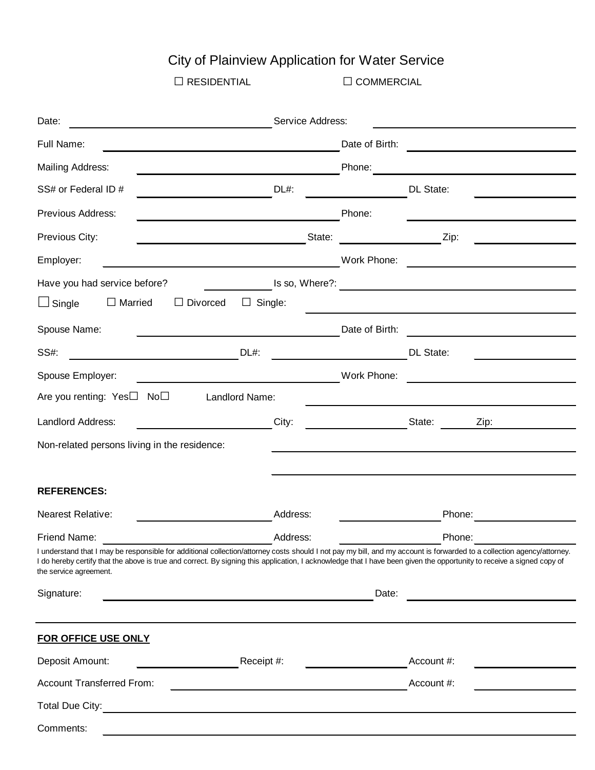# City of Plainview Application for Water Service

☐ RESIDENTIAL ☐ COMMERCIAL

Date: ____________________ Service Address: ____________________

Full Name: ____________________ Date of Birth: ____________________

Mailing Address: ____________________ Phone: ____________________

SS# or Federal ID # ____________________ DL#: ____________________ DL State: ____________________

Previous Address: ____________________ Phone: ____________________

Previous City: ____________________ State: ____________________ Zip: ____________________

Employer: ____________________ Work Phone: ____________________

Have you had service before? ____________________ Is so, Where?: ____________________

☐ Single ☐ Married ☐ Divorced ☐ Single: ____________________

Spouse Name: ____________________ Date of Birth: ____________________

SS#: ____________________ DL#: ____________________ DL State: ____________________

Spouse Employer: ____________________ Work Phone: ____________________

Are you renting: Yes☐ No☐ Landlord Name: ____________________

Landlord Address: ____________________ City: ____________________ State: __________ Zip: ____________________

Non-related persons living in the residence: ____________________

____________________

**REFERENCES:**

Nearest Relative: ____________________ Address: ____________________ Phone: ____________________

Friend Name: ____________________ Address: ____________________ Phone: ____________________

I understand that I may be responsible for additional collection/attorney costs should I not pay my bill, and my account is forwarded to a collection agency/attorney. I do hereby certify that the above is true and correct. By signing this application, I acknowledge that I have been given the opportunity to receive a signed copy of the service agreement.

Signature: ____________________ Date: ____________________

---

**FOR OFFICE USE ONLY**

Deposit Amount: ____________________ Receipt #: ____________________ Account #: ____________________

Account Transferred From: ____________________ Account #: ____________________

Total Due City: ____________________

Comments: ____________________